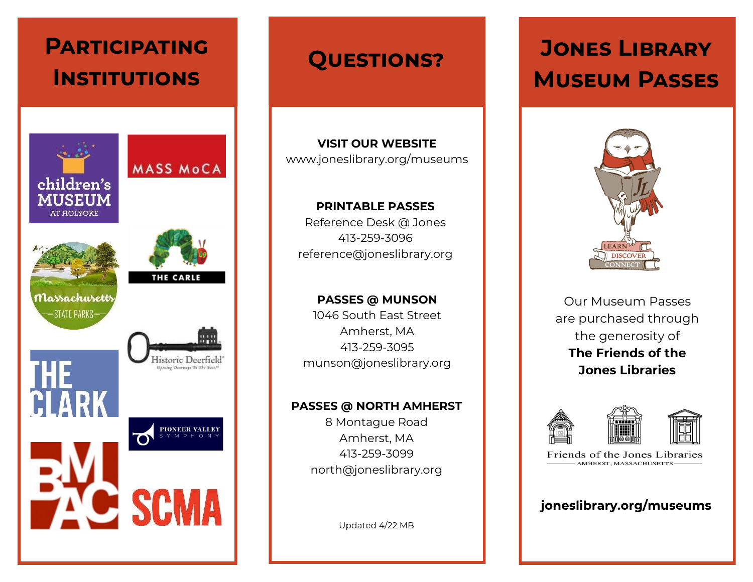# Participating Institutions

- Children's Museum at Holyoke
- MASS MoCA
- Massachusetts State Parks
- The Carle
- The Clark
- Historic Deerfield — Opening Doorways To The Past
- Pioneer Valley Symphony
- BMAC
- SCMA

# Questions?

**VISIT OUR WEBSITE**
www.joneslibrary.org/museums

**PRINTABLE PASSES**
Reference Desk @ Jones
413-259-3096
reference@joneslibrary.org

**PASSES @ MUNSON**
1046 South East Street
Amherst, MA
413-259-3095
munson@joneslibrary.org

**PASSES @ NORTH AMHERST**
8 Montague Road
Amherst, MA
413-259-3099
north@joneslibrary.org

Updated 4/22 MB

# Jones Library Museum Passes

LEARN · DISCOVER · CONNECT

Our Museum Passes are purchased through the generosity of **The Friends of the Jones Libraries**

Friends of the Jones Libraries
AMHERST, MASSACHUSETTS

**joneslibrary.org/museums**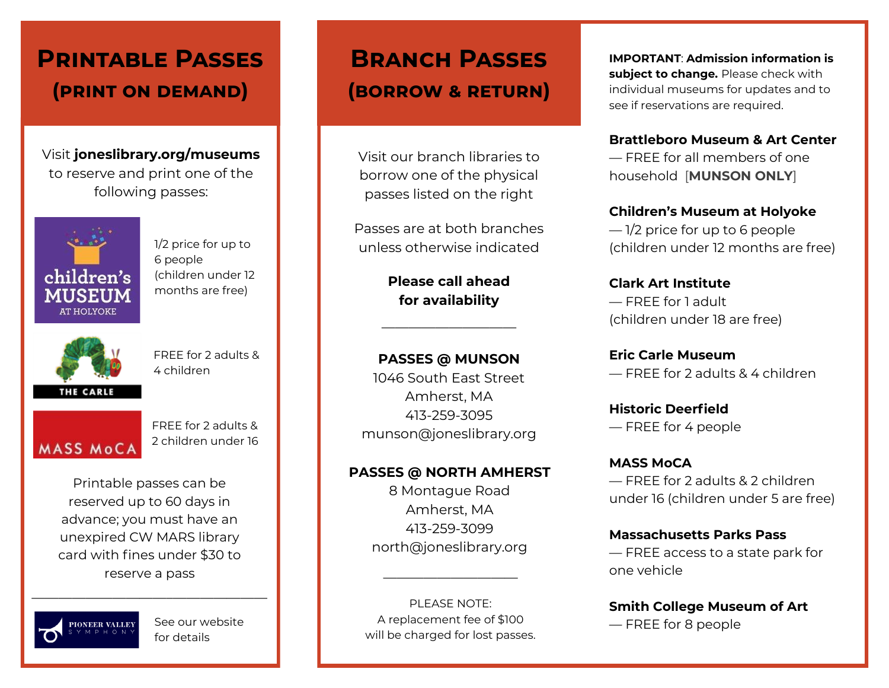# Printable Passes (Print on Demand)

Visit **joneslibrary.org/museums** to reserve and print one of the following passes:

children's MUSEUM AT HOLYOKE — 1/2 price for up to 6 people (children under 12 months are free)

THE CARLE — FREE for 2 adults & 4 children

MASS MoCA — FREE for 2 adults & 2 children under 16

Printable passes can be reserved up to 60 days in advance; you must have an unexpired CW MARS library card with fines under $30 to reserve a pass

---

PIONEER VALLEY SYMPHONY — See our website for details

# Branch Passes (Borrow & Return)

Visit our branch libraries to borrow one of the physical passes listed on the right

Passes are at both branches unless otherwise indicated

**Please call ahead for availability**

---

**PASSES @ MUNSON**
1046 South East Street
Amherst, MA
413-259-3095
munson@joneslibrary.org

**PASSES @ NORTH AMHERST**
8 Montague Road
Amherst, MA
413-259-3099
north@joneslibrary.org

---

PLEASE NOTE:
A replacement fee of $100 will be charged for lost passes.

**IMPORTANT**: **Admission information is subject to change.** Please check with individual museums for updates and to see if reservations are required.

**Brattleboro Museum & Art Center**
— FREE for all members of one household [**MUNSON ONLY**]

**Children's Museum at Holyoke**
— 1/2 price for up to 6 people (children under 12 months are free)

**Clark Art Institute**
— FREE for 1 adult (children under 18 are free)

**Eric Carle Museum**
— FREE for 2 adults & 4 children

**Historic Deerfield**
— FREE for 4 people

**MASS MoCA**
— FREE for 2 adults & 2 children under 16 (children under 5 are free)

**Massachusetts Parks Pass**
— FREE access to a state park for one vehicle

**Smith College Museum of Art**
— FREE for 8 people